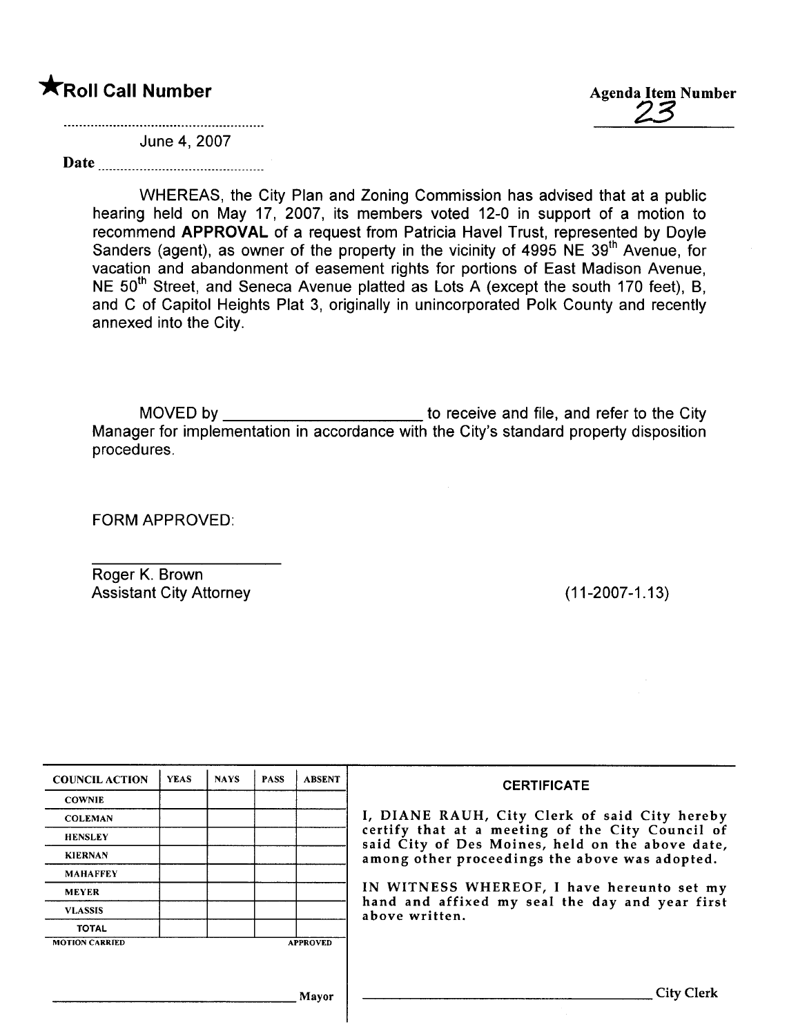**★Roll Call Number**

**Agenda Item Number**
23

June 4, 2007

**Date** ..............................

WHEREAS, the City Plan and Zoning Commission has advised that at a public hearing held on May 17, 2007, its members voted 12-0 in support of a motion to recommend **APPROVAL** of a request from Patricia Havel Trust, represented by Doyle Sanders (agent), as owner of the property in the vicinity of 4995 NE 39th Avenue, for vacation and abandonment of easement rights for portions of East Madison Avenue, NE 50th Street, and Seneca Avenue platted as Lots A (except the south 170 feet), B, and C of Capitol Heights Plat 3, originally in unincorporated Polk County and recently annexed into the City.

MOVED by ______________________ to receive and file, and refer to the City Manager for implementation in accordance with the City's standard property disposition procedures.

FORM APPROVED:

______________________
Roger K. Brown
Assistant City Attorney

(11-2007-1.13)

| COUNCIL ACTION | YEAS | NAYS | PASS | ABSENT |
|---|---|---|---|---|
| COWNIE | | | | |
| COLEMAN | | | | |
| HENSLEY | | | | |
| KIERNAN | | | | |
| MAHAFFEY | | | | |
| MEYER | | | | |
| VLASSIS | | | | |
| TOTAL | | | | |
| MOTION CARRIED | | | | APPROVED |

______________________ Mayor

**CERTIFICATE**

I, DIANE RAUH, City Clerk of said City hereby certify that at a meeting of the City Council of said City of Des Moines, held on the above date, among other proceedings the above was adopted.

IN WITNESS WHEREOF, I have hereunto set my hand and affixed my seal the day and year first above written.

______________________ City Clerk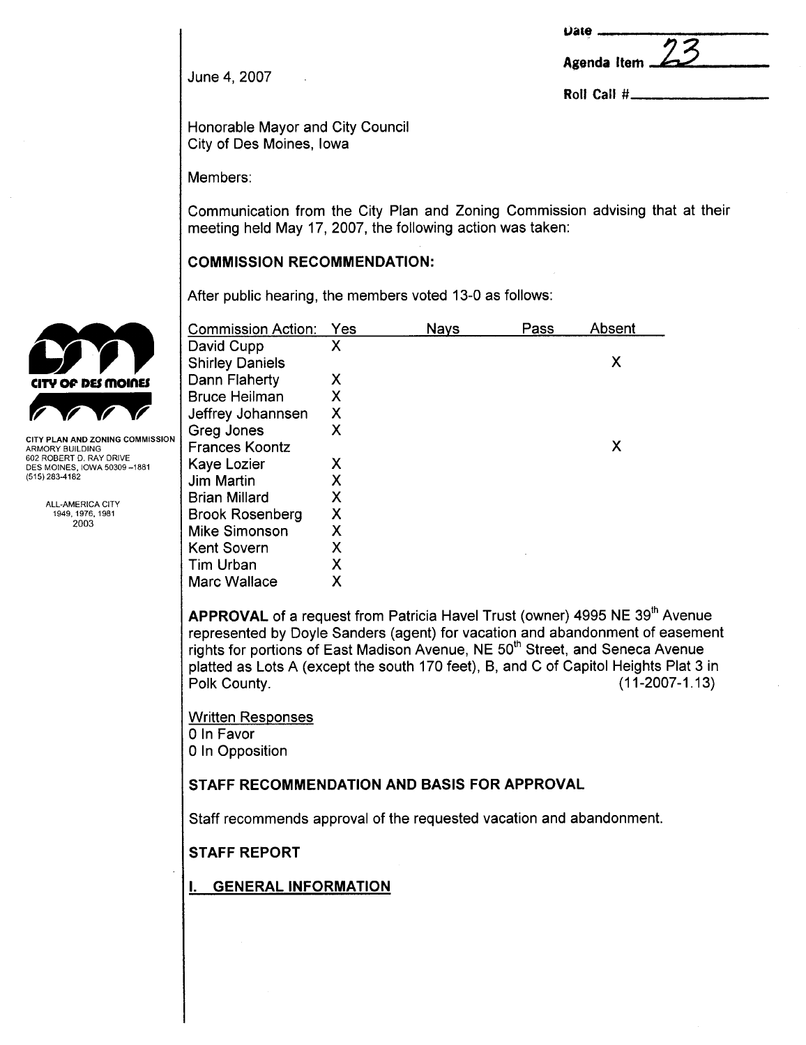Date ____________

Agenda Item 23

Roll Call #____________

June 4, 2007

CITY PLAN AND ZONING COMMISSION
ARMORY BUILDING
602 ROBERT D. RAY DRIVE
DES MOINES, IOWA 50309 –1881
(515) 283-4182

ALL-AMERICA CITY
1949, 1976, 1981
2003

Honorable Mayor and City Council
City of Des Moines, Iowa

Members:

Communication from the City Plan and Zoning Commission advising that at their meeting held May 17, 2007, the following action was taken:

**COMMISSION RECOMMENDATION:**

After public hearing, the members voted 13-0 as follows:

| Commission Action: | Yes | Nays | Pass | Absent |
|---|---|---|---|---|
| David Cupp | X | | | |
| Shirley Daniels | | | | X |
| Dann Flaherty | X | | | |
| Bruce Heilman | X | | | |
| Jeffrey Johannsen | X | | | |
| Greg Jones | X | | | |
| Frances Koontz | | | | X |
| Kaye Lozier | X | | | |
| Jim Martin | X | | | |
| Brian Millard | X | | | |
| Brook Rosenberg | X | | | |
| Mike Simonson | X | | | |
| Kent Sovern | X | | | |
| Tim Urban | X | | | |
| Marc Wallace | X | | | |

**APPROVAL** of a request from Patricia Havel Trust (owner) 4995 NE 39th Avenue represented by Doyle Sanders (agent) for vacation and abandonment of easement rights for portions of East Madison Avenue, NE 50th Street, and Seneca Avenue platted as Lots A (except the south 170 feet), B, and C of Capitol Heights Plat 3 in Polk County. (11-2007-1.13)

Written Responses
0 In Favor
0 In Opposition

**STAFF RECOMMENDATION AND BASIS FOR APPROVAL**

Staff recommends approval of the requested vacation and abandonment.

**STAFF REPORT**

**I. GENERAL INFORMATION**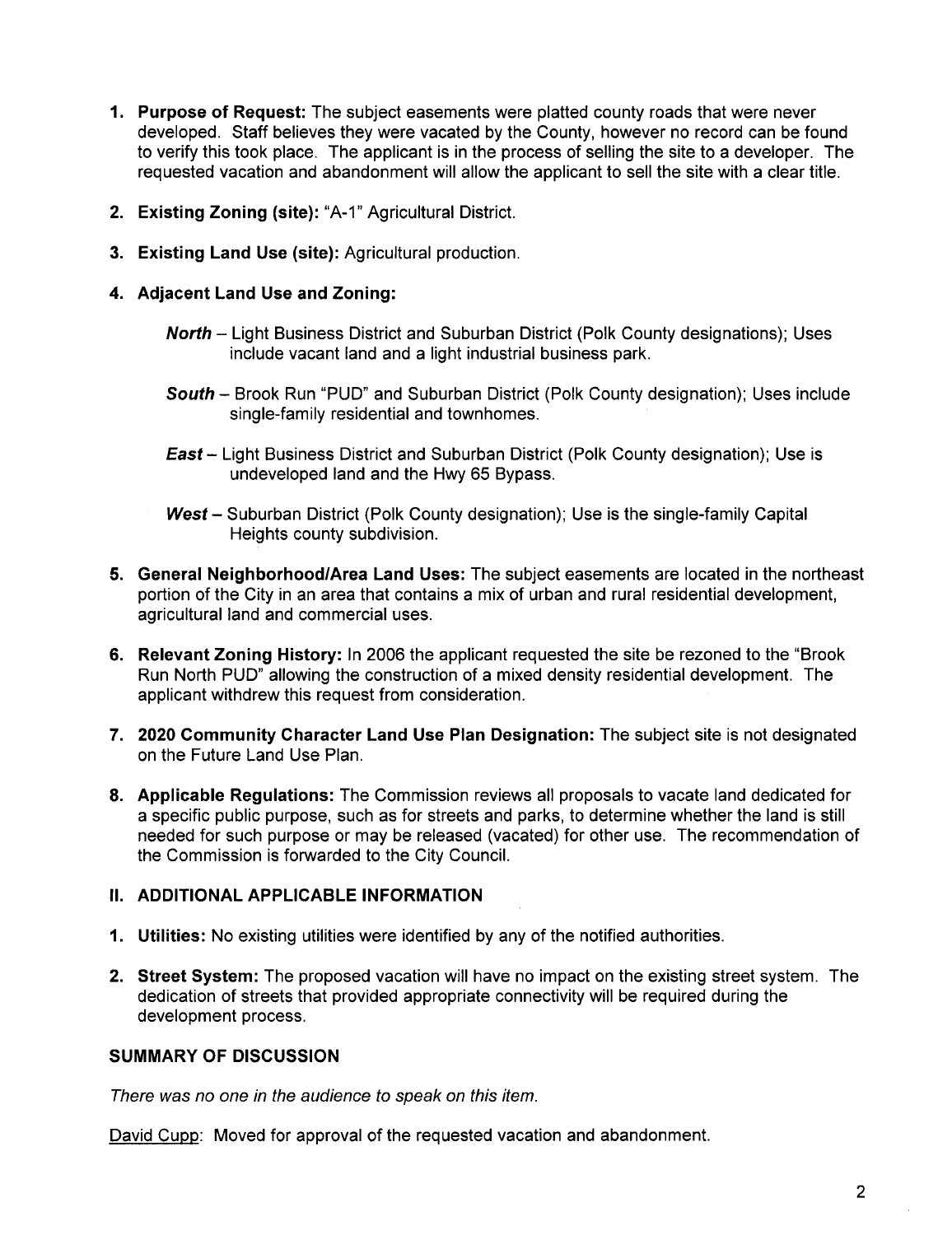1. **Purpose of Request:** The subject easements were platted county roads that were never developed. Staff believes they were vacated by the County, however no record can be found to verify this took place. The applicant is in the process of selling the site to a developer. The requested vacation and abandonment will allow the applicant to sell the site with a clear title.

2. **Existing Zoning (site):** "A-1" Agricultural District.

3. **Existing Land Use (site):** Agricultural production.

4. **Adjacent Land Use and Zoning:**

   ***North*** – Light Business District and Suburban District (Polk County designations); Uses include vacant land and a light industrial business park.

   ***South*** – Brook Run "PUD" and Suburban District (Polk County designation); Uses include single-family residential and townhomes.

   ***East*** – Light Business District and Suburban District (Polk County designation); Use is undeveloped land and the Hwy 65 Bypass.

   ***West*** – Suburban District (Polk County designation); Use is the single-family Capital Heights county subdivision.

5. **General Neighborhood/Area Land Uses:** The subject easements are located in the northeast portion of the City in an area that contains a mix of urban and rural residential development, agricultural land and commercial uses.

6. **Relevant Zoning History:** In 2006 the applicant requested the site be rezoned to the "Brook Run North PUD" allowing the construction of a mixed density residential development. The applicant withdrew this request from consideration.

7. **2020 Community Character Land Use Plan Designation:** The subject site is not designated on the Future Land Use Plan.

8. **Applicable Regulations:** The Commission reviews all proposals to vacate land dedicated for a specific public purpose, such as for streets and parks, to determine whether the land is still needed for such purpose or may be released (vacated) for other use. The recommendation of the Commission is forwarded to the City Council.

## II. ADDITIONAL APPLICABLE INFORMATION

1. **Utilities:** No existing utilities were identified by any of the notified authorities.

2. **Street System:** The proposed vacation will have no impact on the existing street system. The dedication of streets that provided appropriate connectivity will be required during the development process.

## SUMMARY OF DISCUSSION

*There was no one in the audience to speak on this item.*

David Cupp: Moved for approval of the requested vacation and abandonment.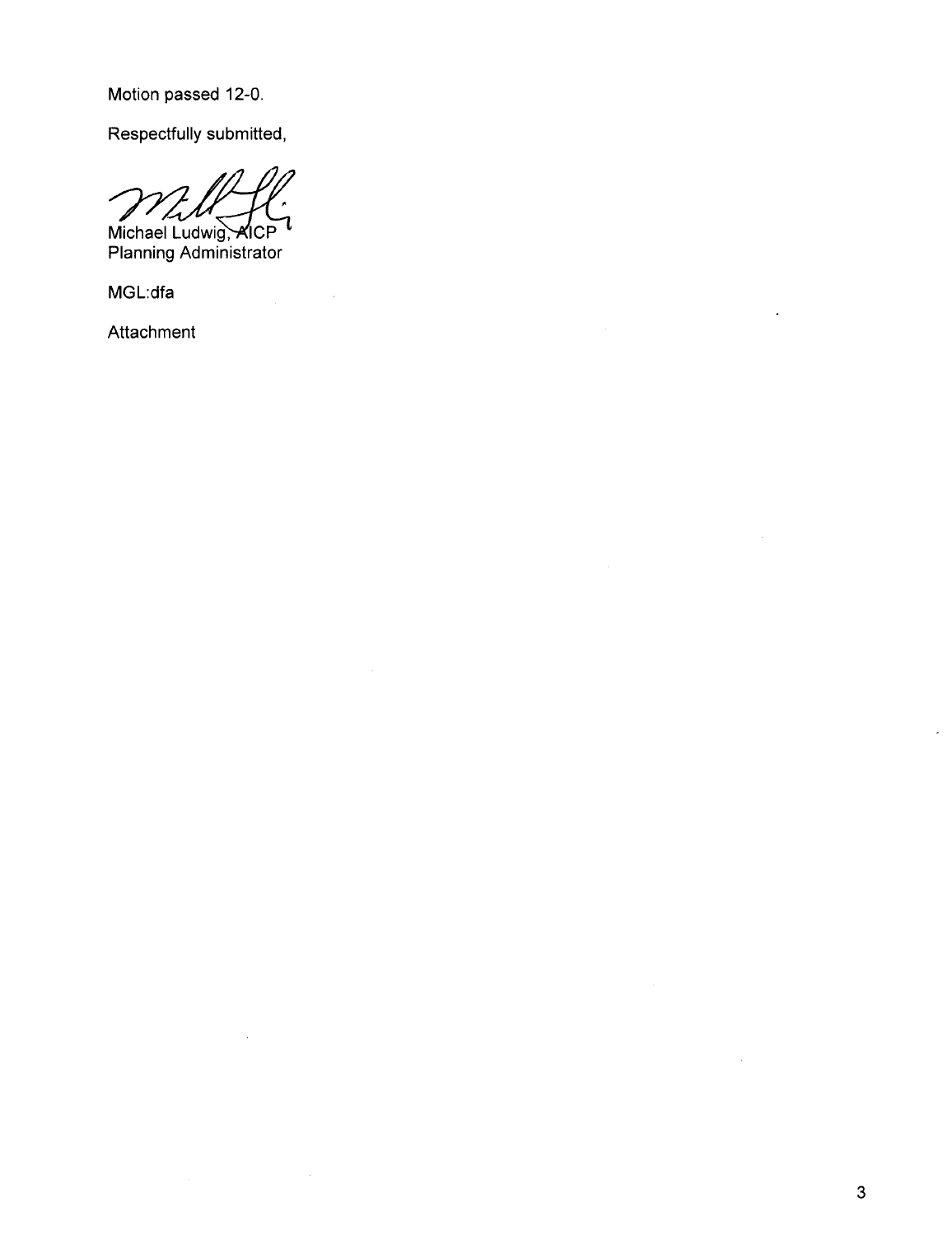Motion passed 12-0.

Respectfully submitted,

Michael Ludwig, AICP
Planning Administrator

MGL:dfa

Attachment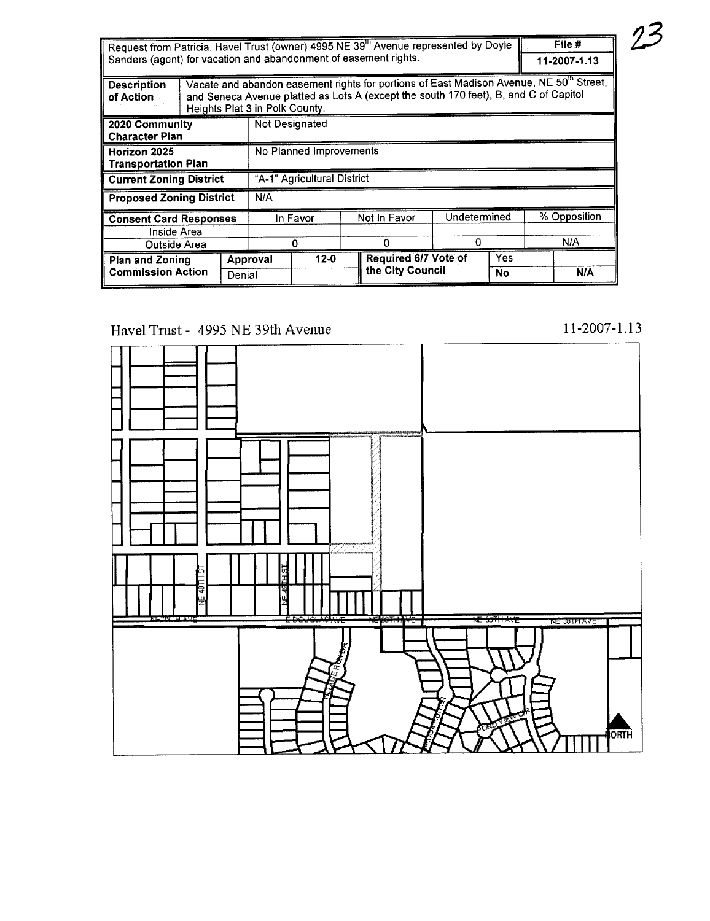23

| Request from Patricia. Havel Trust (owner) 4995 NE 39th Avenue represented by Doyle Sanders (agent) for vacation and abandonment of easement rights. | | | | | | | File # 11-2007-1.13 |
|---|---|---|---|---|---|---|---|
| **Description of Action** | Vacate and abandon easement rights for portions of East Madison Avenue, NE 50th Street, and Seneca Avenue platted as Lots A (except the south 170 feet), B, and C of Capitol Heights Plat 3 in Polk County. | | | | | | |
| **2020 Community Character Plan** | Not Designated | | | | | | |
| **Horizon 2025 Transportation Plan** | No Planned Improvements | | | | | | |
| **Current Zoning District** | "A-1" Agricultural District | | | | | | |
| **Proposed Zoning District** | N/A | | | | | | |
| **Consent Card Responses** | In Favor | | Not In Favor | Undetermined | | % Opposition | |
| Inside Area | | | | | | | |
| Outside Area | 0 | | 0 | 0 | | N/A | |
| **Plan and Zoning Commission Action** | Approval | 12-0 | Required 6/7 Vote of the City Council | Yes | | | |
| | Denial | | | No | | N/A | |

Havel Trust - 4995 NE 39th Avenue

11-2007-1.13

NE 48TH ST

NE 49TH ST

NE 39TH AVE

E DOUGLAS AVE

NE 39TH AVE

NE 38TH AVE

NE 38TH AVE

VILLAGE RUN DR

HARBOR VIEW DR

POND VIEW CR

NORTH